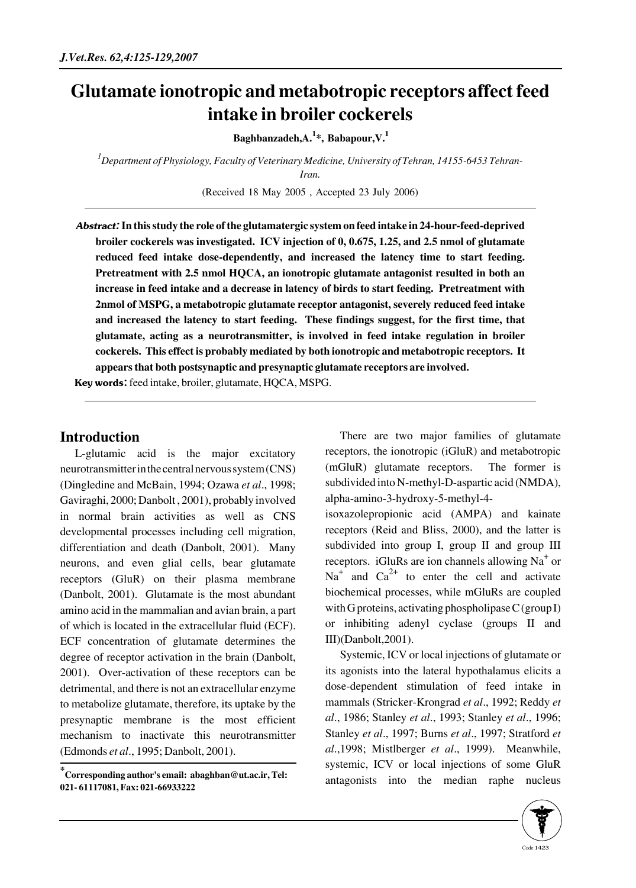# Glutamate ionotropic and metabotropic receptors affect feed intake in broiler cockerels

**Baghbanzadeh,A.[1]*, Babapour,V.[1]**

[1]*Department of Physiology, Faculty of Veterinary Medicine, University of Tehran, 14155-6453 Tehran-Iran.*

(Received 18 May 2005 , Accepted 23 July 2006)

***Abstract:*** **In this study the role of the glutamatergic system on feed intake in 24-hour-feed-deprived broiler cockerels was investigated. ICV injection of 0, 0.675, 1.25, and 2.5 nmol of glutamate reduced feed intake dose-dependently, and increased the latency time to start feeding. Pretreatment with 2.5 nmol HQCA, an ionotropic glutamate antagonist resulted in both an increase in feed intake and a decrease in latency of birds to start feeding. Pretreatment with 2nmol of MSPG, a metabotropic glutamate receptor antagonist, severely reduced feed intake and increased the latency to start feeding. These findings suggest, for the first time, that glutamate, acting as a neurotransmitter, is involved in feed intake regulation in broiler cockerels. This effect is probably mediated by both ionotropic and metabotropic receptors. It appears that both postsynaptic and presynaptic glutamate receptors are involved.**

**Key words**: feed intake, broiler, glutamate, HQCA, MSPG.

## Introduction

L-glutamic acid is the major excitatory neurotransmitter in the central nervous system (CNS) (Dingledine and McBain, 1994; Ozawa *et al*., 1998; Gaviraghi, 2000; Danbolt , 2001), probably involved in normal brain activities as well as CNS developmental processes including cell migration, differentiation and death (Danbolt, 2001). Many neurons, and even glial cells, bear glutamate receptors (GluR) on their plasma membrane (Danbolt, 2001). Glutamate is the most abundant amino acid in the mammalian and avian brain, a part of which is located in the extracellular fluid (ECF). ECF concentration of glutamate determines the degree of receptor activation in the brain (Danbolt, 2001). Over-activation of these receptors can be detrimental, and there is not an extracellular enzyme to metabolize glutamate, therefore, its uptake by the presynaptic membrane is the most efficient mechanism to inactivate this neurotransmitter (Edmonds *et al*., 1995; Danbolt, 2001).

There are two major families of glutamate receptors, the ionotropic (iGluR) and metabotropic (mGluR) glutamate receptors. The former is subdivided into N-methyl-D-aspartic acid (NMDA), alpha-amino-3-hydroxy-5-methyl-4-isoxazolepropionic acid (AMPA) and kainate receptors (Reid and Bliss, 2000), and the latter is subdivided into group I, group II and group III receptors. iGluRs are ion channels allowing $Na^+$ or $Na^+$ and $Ca^{2+}$ to enter the cell and activate biochemical processes, while mGluRs are coupled with G proteins, activating phospholipase C (group I) or inhibiting adenyl cyclase (groups II and III)(Danbolt,2001).

Systemic, ICV or local injections of glutamate or its agonists into the lateral hypothalamus elicits a dose-dependent stimulation of feed intake in mammals (Stricker-Krongrad *et al*., 1992; Reddy *et al*., 1986; Stanley *et al*., 1993; Stanley *et al*., 1996; Stanley *et al*., 1997; Burns *et al*., 1997; Stratford *et al*.,1998; Mistlberger *et al*., 1999). Meanwhile, systemic, ICV or local injections of some GluR antagonists into the median raphe nucleus

*Corresponding author's email: abaghban@ut.ac.ir, Tel: 021- 61117081, Fax: 021-66933222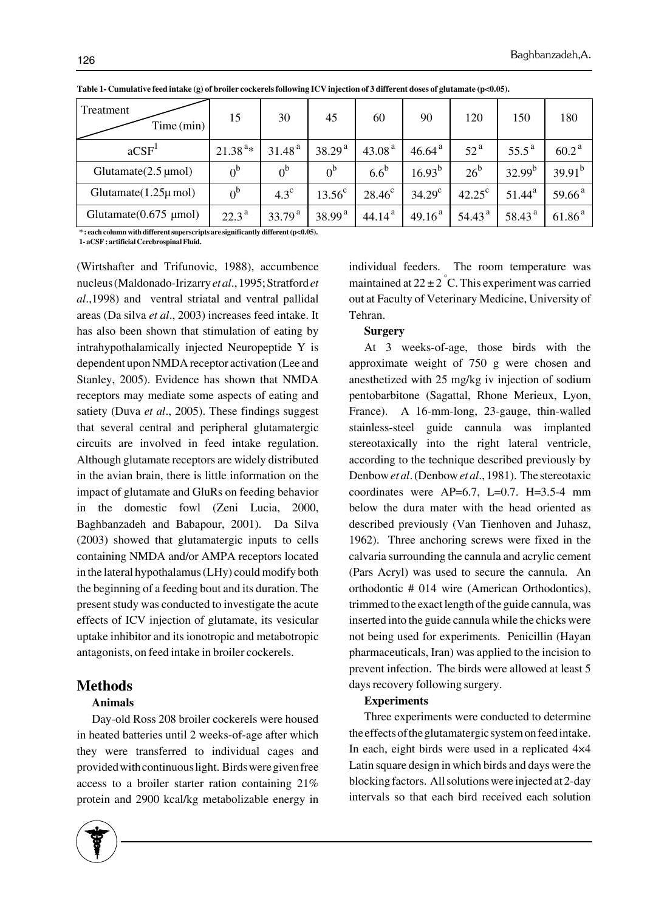**Table 1- Cumulative feed intake (g) of broiler cockerels following ICV injection of 3 different doses of glutamate (p<0.05).**

| Treatment / Time (min) | 15 | 30 | 45 | 60 | 90 | 120 | 150 | 180 |
|---|---|---|---|---|---|---|---|---|
| aCSF[1] | 21.38 [a]* | 31.48 [a] | 38.29 [a] | 43.08 [a] | 46.64 [a] | 52 [a] | 55.5 [a] | 60.2 [a] |
| Glutamate(2.5 μmol) | 0 [b] | 0 [b] | 0 [b] | 6.6 [b] | 16.93 [b] | 26 [b] | 32.99 [b] | 39.91 [b] |
| Glutamate(1.25μ mol) | 0 [b] | 4.3 [c] | 13.56 [c] | 28.46 [c] | 34.29 [c] | 42.25 [c] | 51.44 [a] | 59.66 [a] |
| Glutamate(0.675 μmol) | 22.3 [a] | 33.79 [a] | 38.99 [a] | 44.14 [a] | 49.16 [a] | 54.43 [a] | 58.43 [a] | 61.86 [a] |

* : each column with different superscripts are significantly different (p<0.05).
1- aCSF : artificial Cerebrospinal Fluid.

(Wirtshafter and Trifunovic, 1988), accumbence nucleus (Maldonado-Irizarry *et al*., 1995; Stratford *et al*.,1998) and ventral striatal and ventral pallidal areas (Da silva *et al*., 2003) increases feed intake. It has also been shown that stimulation of eating by intrahypothalamically injected Neuropeptide Y is dependent upon NMDA receptor activation (Lee and Stanley, 2005). Evidence has shown that NMDA receptors may mediate some aspects of eating and satiety (Duva *et al*., 2005). These findings suggest that several central and peripheral glutamatergic circuits are involved in feed intake regulation. Although glutamate receptors are widely distributed in the avian brain, there is little information on the impact of glutamate and GluRs on feeding behavior in the domestic fowl (Zeni Lucia, 2000, Baghbanzadeh and Babapour, 2001). Da Silva (2003) showed that glutamatergic inputs to cells containing NMDA and/or AMPA receptors located in the lateral hypothalamus (LHy) could modify both the beginning of a feeding bout and its duration. The present study was conducted to investigate the acute effects of ICV injection of glutamate, its vesicular uptake inhibitor and its ionotropic and metabotropic antagonists, on feed intake in broiler cockerels.

## Methods

### Animals

Day-old Ross 208 broiler cockerels were housed in heated batteries until 2 weeks-of-age after which they were transferred to individual cages and provided with continuous light. Birds were given free access to a broiler starter ration containing 21% protein and 2900 kcal/kg metabolizable energy in individual feeders. The room temperature was maintained at $22 \pm 2\,^{\circ}$C. This experiment was carried out at Faculty of Veterinary Medicine, University of Tehran.

### Surgery

At 3 weeks-of-age, those birds with the approximate weight of 750 g were chosen and anesthetized with 25 mg/kg iv injection of sodium pentobarbitone (Sagattal, Rhone Merieux, Lyon, France). A 16-mm-long, 23-gauge, thin-walled stainless-steel guide cannula was implanted stereotaxically into the right lateral ventricle, according to the technique described previously by Denbow *et al*. (Denbow *et al*., 1981). The stereotaxic coordinates were AP=6.7, L=0.7. H=3.5-4 mm below the dura mater with the head oriented as described previously (Van Tienhoven and Juhasz, 1962). Three anchoring screws were fixed in the calvaria surrounding the cannula and acrylic cement (Pars Acryl) was used to secure the cannula. An orthodontic # 014 wire (American Orthodontics), trimmed to the exact length of the guide cannula, was inserted into the guide cannula while the chicks were not being used for experiments. Penicillin (Hayan pharmaceuticals, Iran) was applied to the incision to prevent infection. The birds were allowed at least 5 days recovery following surgery.

### Experiments

Three experiments were conducted to determine the effects of the glutamatergic system on feed intake. In each, eight birds were used in a replicated 4×4 Latin square design in which birds and days were the blocking factors. All solutions were injected at 2-day intervals so that each bird received each solution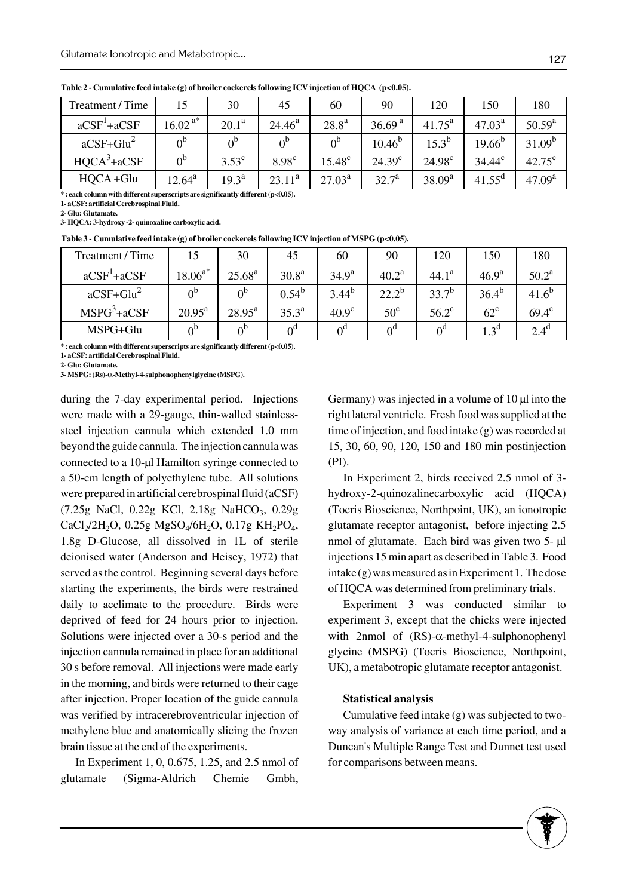**Table 2 - Cumulative feed intake (g) of broiler cockerels following ICV injection of HQCA (p<0.05).**

| Treatment / Time | 15 | 30 | 45 | 60 | 90 | 120 | 150 | 180 |
|---|---|---|---|---|---|---|---|---|
| aCSF[1]+aCSF | $16.02^{a*}$ | $20.1^{a}$ | $24.46^{a}$ | $28.8^{a}$ | $36.69^{a}$ | $41.75^{a}$ | $47.03^{a}$ | $50.59^{a}$ |
| aCSF+Glu[2] | $0^{b}$ | $0^{b}$ | $0^{b}$ | $0^{b}$ | $10.46^{b}$ | $15.3^{b}$ | $19.66^{b}$ | $31.09^{b}$ |
| HQCA[3]+aCSF | $0^{b}$ | $3.53^{c}$ | $8.98^{c}$ | $15.48^{c}$ | $24.39^{c}$ | $24.98^{c}$ | $34.44^{c}$ | $42.75^{c}$ |
| HQCA +Glu | $12.64^{a}$ | $19.3^{a}$ | $23.11^{a}$ | $27.03^{a}$ | $32.7^{a}$ | $38.09^{a}$ | $41.55^{d}$ | $47.09^{a}$ |

* : each column with different superscripts are significantly different (p<0.05).
1- aCSF: artificial Cerebrospinal Fluid.
2- Glu: Glutamate.
3- HQCA: 3-hydroxy -2- quinoxaline carboxylic acid.

**Table 3 - Cumulative feed intake (g) of broiler cockerels following ICV injection of MSPG (p<0.05).**

| Treatment / Time | 15 | 30 | 45 | 60 | 90 | 120 | 150 | 180 |
|---|---|---|---|---|---|---|---|---|
| aCSF[1]+aCSF | $18.06^{a*}$ | $25.68^{a}$ | $30.8^{a}$ | $34.9^{a}$ | $40.2^{a}$ | $44.1^{a}$ | $46.9^{a}$ | $50.2^{a}$ |
| aCSF+Glu[2] | $0^{b}$ | $0^{b}$ | $0.54^{b}$ | $3.44^{b}$ | $22.2^{b}$ | $33.7^{b}$ | $36.4^{b}$ | $41.6^{b}$ |
| MSPG[3]+aCSF | $20.95^{a}$ | $28.95^{a}$ | $35.3^{a}$ | $40.9^{c}$ | $50^{c}$ | $56.2^{c}$ | $62^{c}$ | $69.4^{c}$ |
| MSPG+Glu | $0^{b}$ | $0^{b}$ | $0^{d}$ | $0^{d}$ | $0^{d}$ | $0^{d}$ | $1.3^{d}$ | $2.4^{d}$ |

* : each column with different superscripts are significantly different (p<0.05).
1- aCSF: artificial Cerebrospinal Fluid.
2- Glu: Glutamate.
3- MSPG: (Rs)-α-Methyl-4-sulphonophenylglycine (MSPG).

during the 7-day experimental period. Injections were made with a 29-gauge, thin-walled stainless-steel injection cannula which extended 1.0 mm beyond the guide cannula. The injection cannula was connected to a 10-µl Hamilton syringe connected to a 50-cm length of polyethylene tube. All solutions were prepared in artificial cerebrospinal fluid (aCSF) (7.25g NaCl, 0.22g KCl, 2.18g $NaHCO_3$, 0.29g $CaCl_2/2H_2O$, 0.25g $MgSO_4/6H_2O$, 0.17g $KH_2PO_4$, 1.8g D-Glucose, all dissolved in 1L of sterile deionised water (Anderson and Heisey, 1972) that served as the control. Beginning several days before starting the experiments, the birds were restrained daily to acclimate to the procedure. Birds were deprived of feed for 24 hours prior to injection. Solutions were injected over a 30-s period and the injection cannula remained in place for an additional 30 s before removal. All injections were made early in the morning, and birds were returned to their cage after injection. Proper location of the guide cannula was verified by intracerebroventricular injection of methylene blue and anatomically slicing the frozen brain tissue at the end of the experiments.

In Experiment 1, 0, 0.675, 1.25, and 2.5 nmol of glutamate (Sigma-Aldrich Chemie Gmbh, Germany) was injected in a volume of 10 µl into the right lateral ventricle. Fresh food was supplied at the time of injection, and food intake (g) was recorded at 15, 30, 60, 90, 120, 150 and 180 min postinjection (PI).

In Experiment 2, birds received 2.5 nmol of 3-hydroxy-2-quinozalinecarboxylic acid (HQCA) (Tocris Bioscience, Northpoint, UK), an ionotropic glutamate receptor antagonist, before injecting 2.5 nmol of glutamate. Each bird was given two 5- µl injections 15 min apart as described in Table 3. Food intake (g) was measured as in Experiment 1. The dose of HQCA was determined from preliminary trials.

Experiment 3 was conducted similar to experiment 3, except that the chicks were injected with 2nmol of (RS)-α-methyl-4-sulphonophenyl glycine (MSPG) (Tocris Bioscience, Northpoint, UK), a metabotropic glutamate receptor antagonist.

### Statistical analysis

Cumulative feed intake (g) was subjected to two-way analysis of variance at each time period, and a Duncan's Multiple Range Test and Dunnet test used for comparisons between means.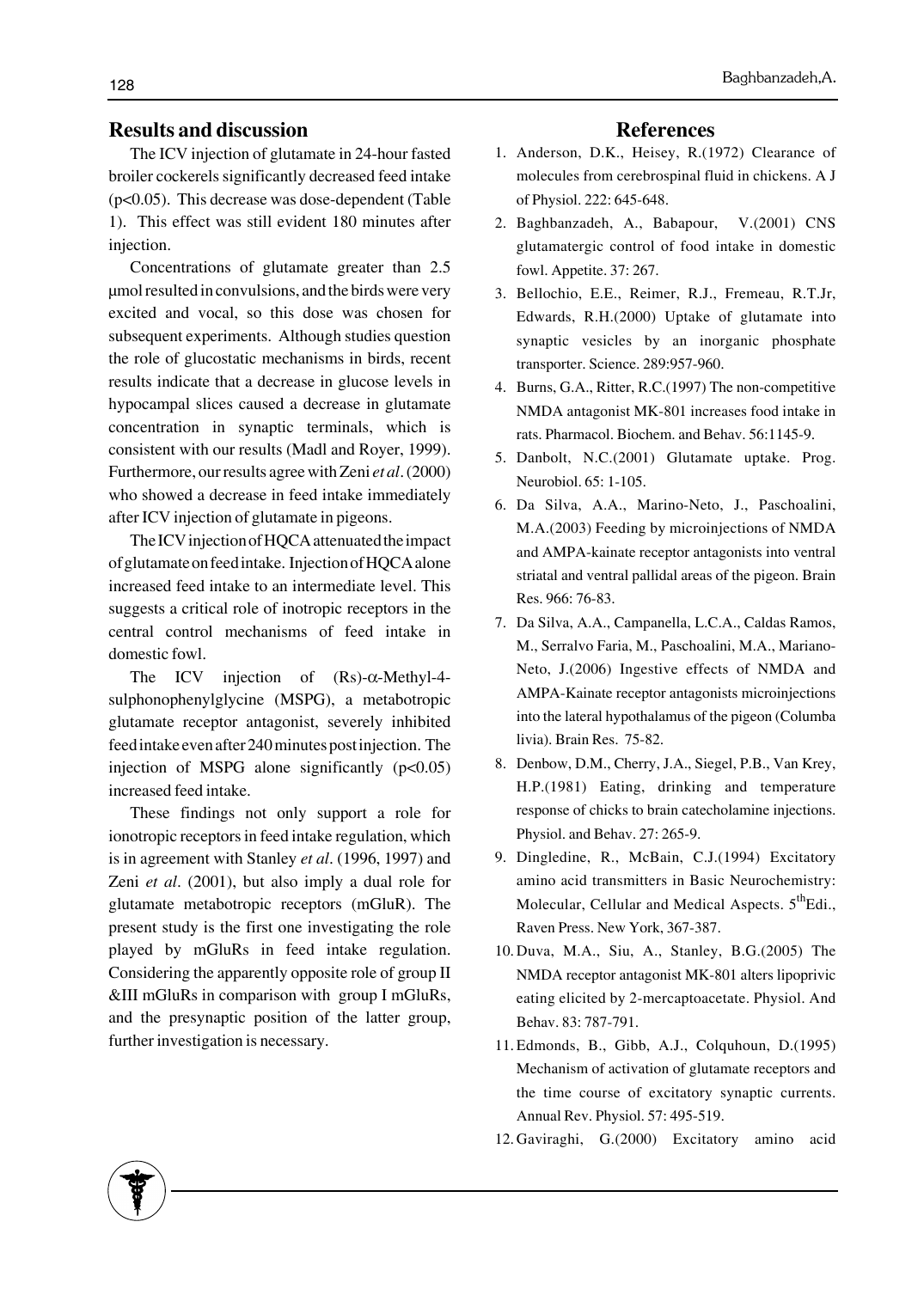## Results and discussion

The ICV injection of glutamate in 24-hour fasted broiler cockerels significantly decreased feed intake ($p<0.05$). This decrease was dose-dependent (Table 1). This effect was still evident 180 minutes after injection.

Concentrations of glutamate greater than 2.5 μmol resulted in convulsions, and the birds were very excited and vocal, so this dose was chosen for subsequent experiments. Although studies question the role of glucostatic mechanisms in birds, recent results indicate that a decrease in glucose levels in hypocampal slices caused a decrease in glutamate concentration in synaptic terminals, which is consistent with our results (Madl and Royer, 1999). Furthermore, our results agree with Zeni *et al*. (2000) who showed a decrease in feed intake immediately after ICV injection of glutamate in pigeons.

The ICV injection of HQCA attenuated the impact of glutamate on feed intake. Injection of HQCA alone increased feed intake to an intermediate level. This suggests a critical role of inotropic receptors in the central control mechanisms of feed intake in domestic fowl.

The ICV injection of (Rs)-α-Methyl-4-sulphonophenylglycine (MSPG), a metabotropic glutamate receptor antagonist, severely inhibited feed intake even after 240 minutes post injection. The injection of MSPG alone significantly ($p<0.05$) increased feed intake.

These findings not only support a role for ionotropic receptors in feed intake regulation, which is in agreement with Stanley *et al*. (1996, 1997) and Zeni *et al*. (2001), but also imply a dual role for glutamate metabotropic receptors (mGluR). The present study is the first one investigating the role played by mGluRs in feed intake regulation. Considering the apparently opposite role of group II &III mGluRs in comparison with group I mGluRs, and the presynaptic position of the latter group, further investigation is necessary.

## References

1. Anderson, D.K., Heisey, R.(1972) Clearance of molecules from cerebrospinal fluid in chickens. A J of Physiol. 222: 645-648.
2. Baghbanzadeh, A., Babapour, V.(2001) CNS glutamatergic control of food intake in domestic fowl. Appetite. 37: 267.
3. Bellochio, E.E., Reimer, R.J., Fremeau, R.T.Jr, Edwards, R.H.(2000) Uptake of glutamate into synaptic vesicles by an inorganic phosphate transporter. Science. 289:957-960.
4. Burns, G.A., Ritter, R.C.(1997) The non-competitive NMDA antagonist MK-801 increases food intake in rats. Pharmacol. Biochem. and Behav. 56:1145-9.
5. Danbolt, N.C.(2001) Glutamate uptake. Prog. Neurobiol. 65: 1-105.
6. Da Silva, A.A., Marino-Neto, J., Paschoalini, M.A.(2003) Feeding by microinjections of NMDA and AMPA-kainate receptor antagonists into ventral striatal and ventral pallidal areas of the pigeon. Brain Res. 966: 76-83.
7. Da Silva, A.A., Campanella, L.C.A., Caldas Ramos, M., Serralvo Faria, M., Paschoalini, M.A., Mariano-Neto, J.(2006) Ingestive effects of NMDA and AMPA-Kainate receptor antagonists microinjections into the lateral hypothalamus of the pigeon (Columba livia). Brain Res. 75-82.
8. Denbow, D.M., Cherry, J.A., Siegel, P.B., Van Krey, H.P.(1981) Eating, drinking and temperature response of chicks to brain catecholamine injections. Physiol. and Behav. 27: 265-9.
9. Dingledine, R., McBain, C.J.(1994) Excitatory amino acid transmitters in Basic Neurochemistry: Molecular, Cellular and Medical Aspects. 5th Edi., Raven Press. New York, 367-387.
10. Duva, M.A., Siu, A., Stanley, B.G.(2005) The NMDA receptor antagonist MK-801 alters lipoprivic eating elicited by 2-mercaptoacetate. Physiol. And Behav. 83: 787-791.
11. Edmonds, B., Gibb, A.J., Colquhoun, D.(1995) Mechanism of activation of glutamate receptors and the time course of excitatory synaptic currents. Annual Rev. Physiol. 57: 495-519.
12. Gaviraghi, G.(2000) Excitatory amino acid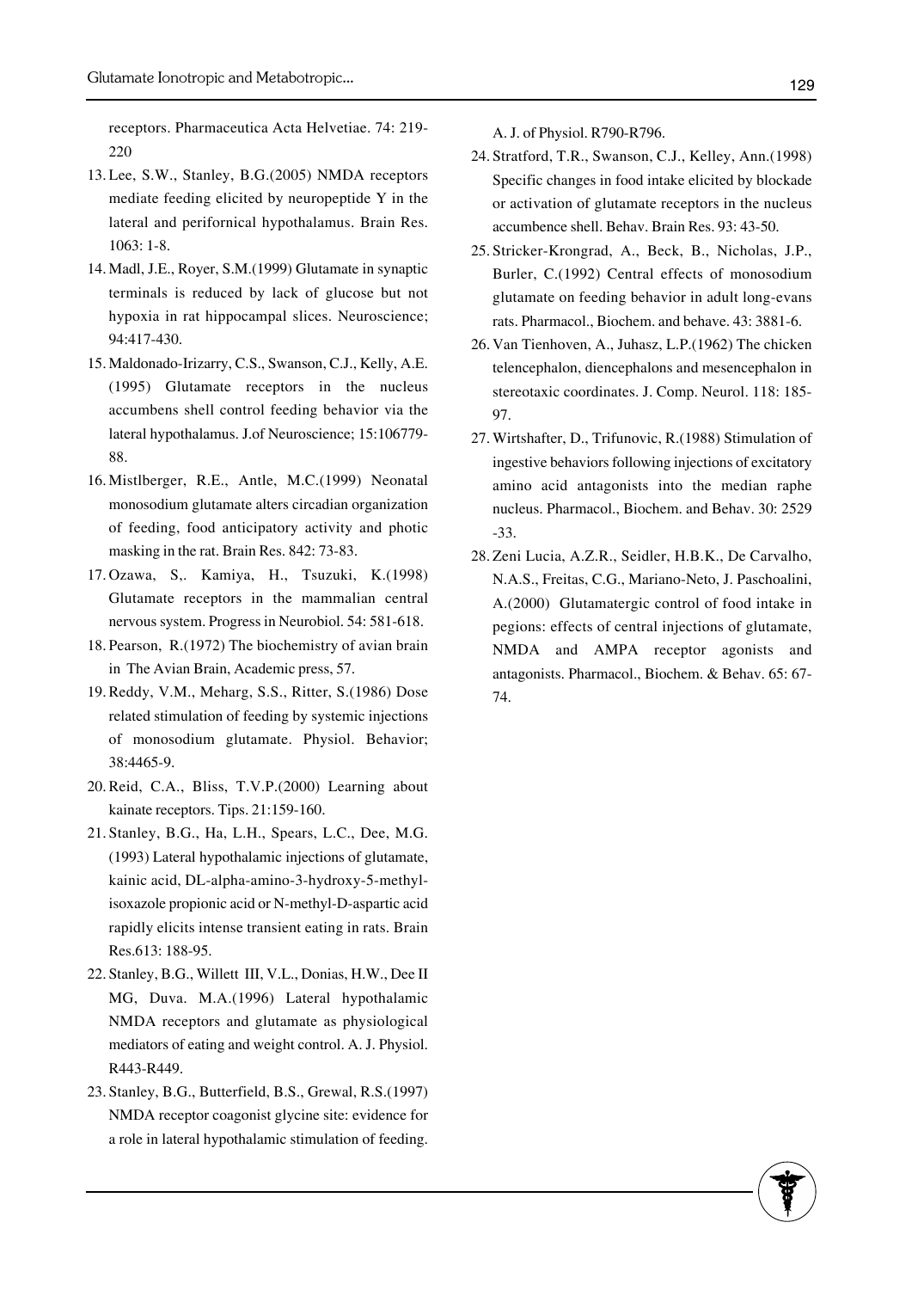receptors. Pharmaceutica Acta Helvetiae. 74: 219-220

13. Lee, S.W., Stanley, B.G.(2005) NMDA receptors mediate feeding elicited by neuropeptide Y in the lateral and perifornical hypothalamus. Brain Res. 1063: 1-8.
14. Madl, J.E., Royer, S.M.(1999) Glutamate in synaptic terminals is reduced by lack of glucose but not hypoxia in rat hippocampal slices. Neuroscience; 94:417-430.
15. Maldonado-Irizarry, C.S., Swanson, C.J., Kelly, A.E. (1995) Glutamate receptors in the nucleus accumbens shell control feeding behavior via the lateral hypothalamus. J.of Neuroscience; 15:106779-88.
16. Mistlberger, R.E., Antle, M.C.(1999) Neonatal monosodium glutamate alters circadian organization of feeding, food anticipatory activity and photic masking in the rat. Brain Res. 842: 73-83.
17. Ozawa, S,. Kamiya, H., Tsuzuki, K.(1998) Glutamate receptors in the mammalian central nervous system. Progress in Neurobiol. 54: 581-618.
18. Pearson, R.(1972) The biochemistry of avian brain in The Avian Brain, Academic press, 57.
19. Reddy, V.M., Meharg, S.S., Ritter, S.(1986) Dose related stimulation of feeding by systemic injections of monosodium glutamate. Physiol. Behavior; 38:4465-9.
20. Reid, C.A., Bliss, T.V.P.(2000) Learning about kainate receptors. Tips. 21:159-160.
21. Stanley, B.G., Ha, L.H., Spears, L.C., Dee, M.G. (1993) Lateral hypothalamic injections of glutamate, kainic acid, DL-alpha-amino-3-hydroxy-5-methyl-isoxazole propionic acid or N-methyl-D-aspartic acid rapidly elicits intense transient eating in rats. Brain Res.613: 188-95.
22. Stanley, B.G., Willett III, V.L., Donias, H.W., Dee II MG, Duva. M.A.(1996) Lateral hypothalamic NMDA receptors and glutamate as physiological mediators of eating and weight control. A. J. Physiol. R443-R449.
23. Stanley, B.G., Butterfield, B.S., Grewal, R.S.(1997) NMDA receptor coagonist glycine site: evidence for a role in lateral hypothalamic stimulation of feeding. A. J. of Physiol. R790-R796.
24. Stratford, T.R., Swanson, C.J., Kelley, Ann.(1998) Specific changes in food intake elicited by blockade or activation of glutamate receptors in the nucleus accumbence shell. Behav. Brain Res. 93: 43-50.
25. Stricker-Krongrad, A., Beck, B., Nicholas, J.P., Burler, C.(1992) Central effects of monosodium glutamate on feeding behavior in adult long-evans rats. Pharmacol., Biochem. and behave. 43: 3881-6.
26. Van Tienhoven, A., Juhasz, L.P.(1962) The chicken telencephalon, diencephalons and mesencephalon in stereotaxic coordinates. J. Comp. Neurol. 118: 185-97.
27. Wirtshafter, D., Trifunovic, R.(1988) Stimulation of ingestive behaviors following injections of excitatory amino acid antagonists into the median raphe nucleus. Pharmacol., Biochem. and Behav. 30: 2529 -33.
28. Zeni Lucia, A.Z.R., Seidler, H.B.K., De Carvalho, N.A.S., Freitas, C.G., Mariano-Neto, J. Paschoalini, A.(2000) Glutamatergic control of food intake in pegions: effects of central injections of glutamate, NMDA and AMPA receptor agonists and antagonists. Pharmacol., Biochem. & Behav. 65: 67-74.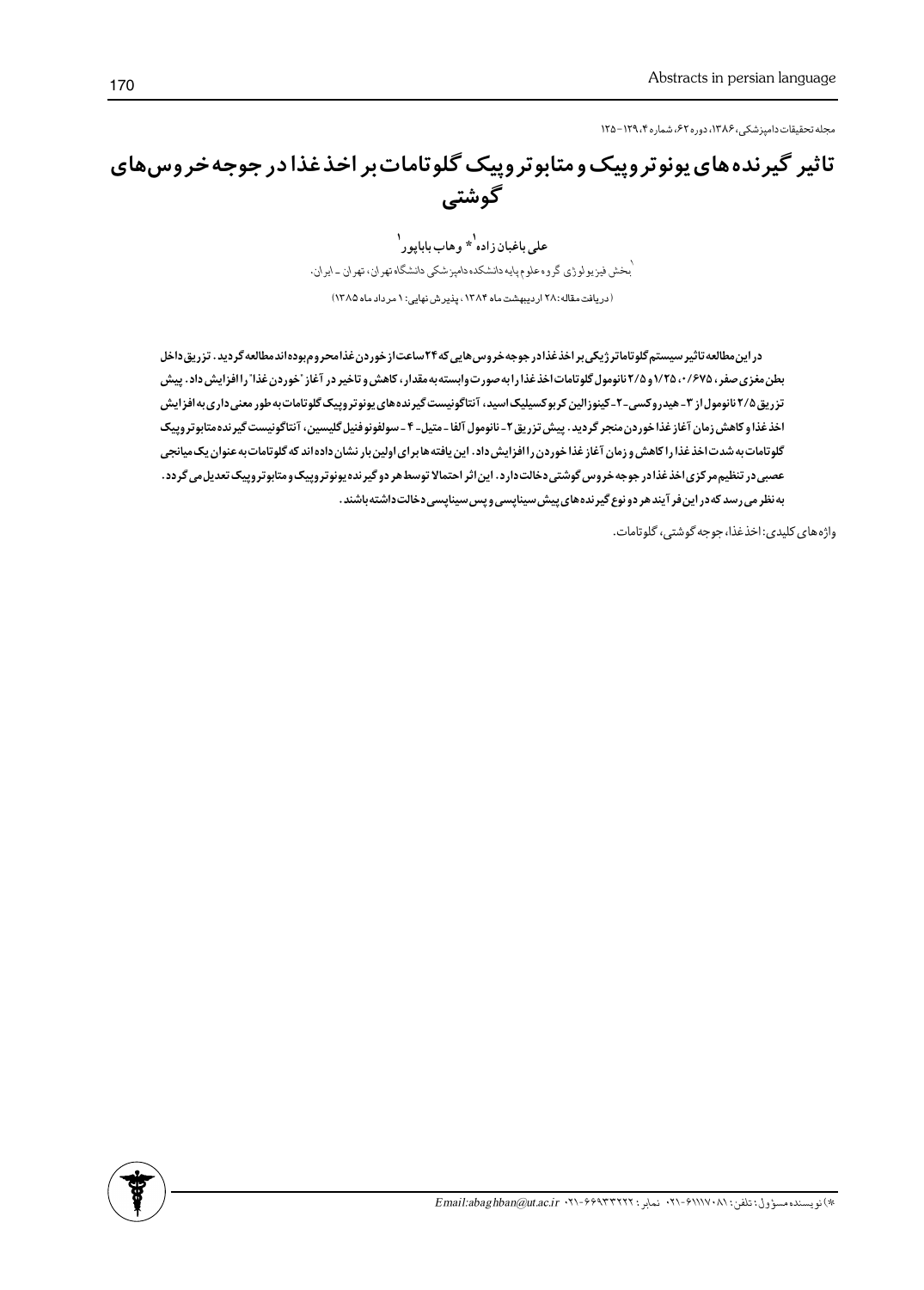# تاثیر گیرنده های یونوتروپیک و متابوتروپیک گلوتامات بر اخذ غذا در جوجه خروس‌های گوشتی

**علی باغبان زاده[1]* و هاب باباپور[1]**

[1] بخش فیزیولوژی گروه علوم پایه دانشکده دامپزشکی دانشگاه تهران، تهران ـ ایران.

(دریافت مقاله: ۲۸ اردیبهشت ماه ۱۳۸۴، پذیرش نهایی: ۱ مرداد ماه ۱۳۸۵)

**در این مطالعه تاثیر سیستم گلوتاماترژیکی بر اخذ غذا در جوجه خروس‌هایی که ۲۴ ساعت از خوردن غذا محروم بوده‌اند مطالعه گردید. تزریق داخل بطن مغزی صفر، ۰/۶۲۵، ۱/۲۵ و ۲/۵ نانومول گلوتامات اخذ غذا را به صورت وابسته به مقدار، کاهش و تاخیر در آغاز "خوردن غذا" را افزایش داد. پیش تزریق ۲/۵ نانومول از ۳ـ هیدروکسی‌ـ۲ـ کینوزالین کربوکسیلیک اسید، آنتاگونیست گیرنده های یونوتروپیک گلوتامات به طور معنی داری به افزایش اخذ غذا و کاهش زمان آغاز غذا خوردن منجر گردید. پیش تزریق ۲ـ نانومول آلفا ـ متیل ـ ۴ ـ سولفونوفنیل گلیسین، آنتاگونیست گیرنده متابوتروپیک گلوتامات به شدت اخذ غذا را کاهش و زمان آغاز غذا خوردن را افزایش داد. این یافته ها برای اولین بار نشان داده اند که گلوتامات به عنوان یک میانجی عصبی در تنظیم مرکزی اخذ غذا در جوجه خروس گوشتی دخالت دارد. این اثر احتمالا توسط هر دو گیرنده یونوتروپیک و متابوتروپیک تعدیل می گردد. به نظر می رسد که در این فرآیند هر دو نوع گیرنده های پیش سیناپسی و پس سیناپسی دخالت داشته باشند.**

واژه های کلیدی: اخذ غذا، جوجه گوشتی، گلوتامات.

*) نویسنده مسؤول: تلفن: ۰۲۱-۶۱۱۱۷۰۸۱ نمابر: ۰۲۱-۶۶۹۳۳۲۲۲ Email:abaghban@ut.ac.ir